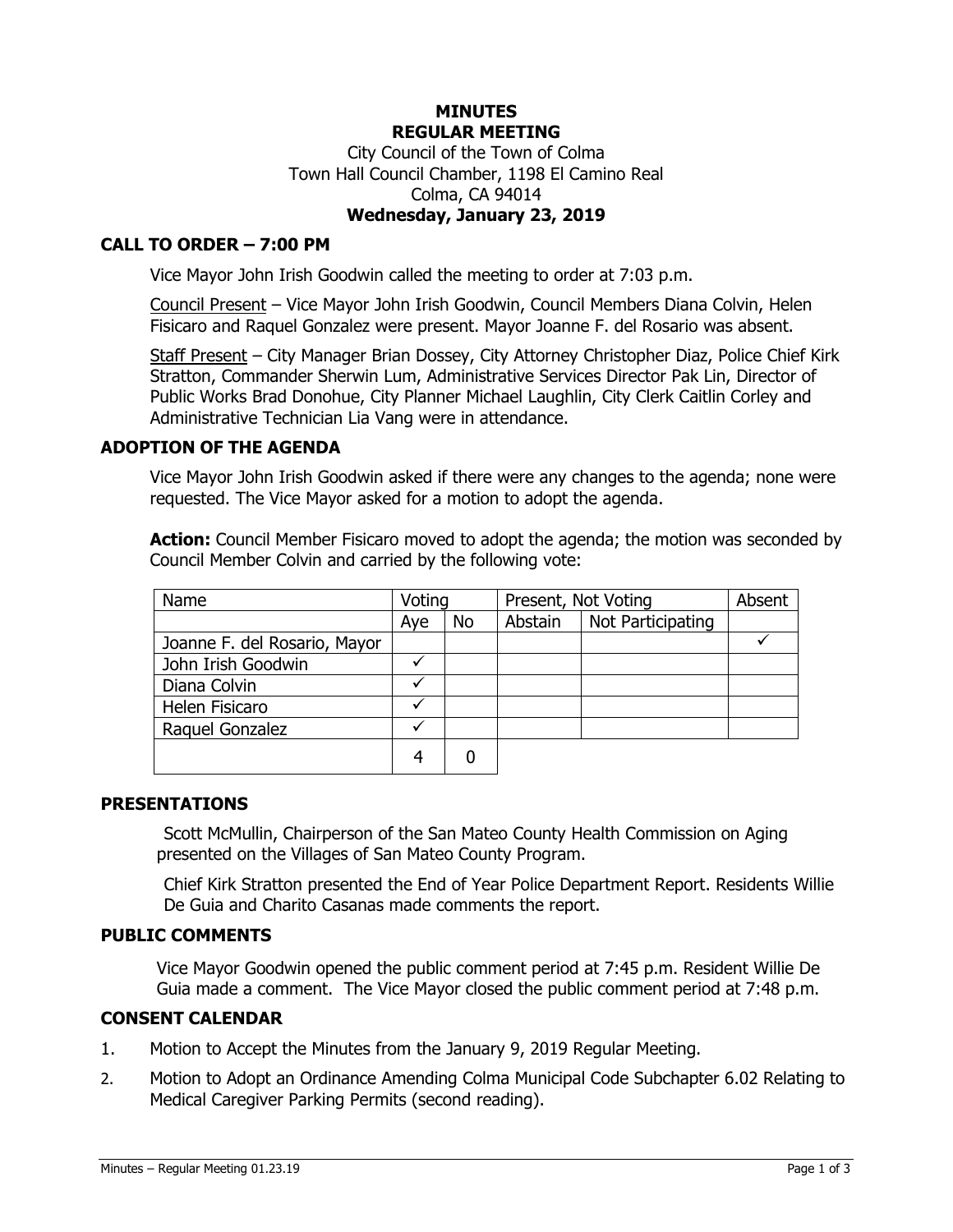# MINUTES
## REGULAR MEETING

City Council of the Town of Colma
Town Hall Council Chamber, 1198 El Camino Real
Colma, CA 94014
**Wednesday, January 23, 2019**

## CALL TO ORDER – 7:00 PM

Vice Mayor John Irish Goodwin called the meeting to order at 7:03 p.m.

Council Present – Vice Mayor John Irish Goodwin, Council Members Diana Colvin, Helen Fisicaro and Raquel Gonzalez were present. Mayor Joanne F. del Rosario was absent.

Staff Present – City Manager Brian Dossey, City Attorney Christopher Diaz, Police Chief Kirk Stratton, Commander Sherwin Lum, Administrative Services Director Pak Lin, Director of Public Works Brad Donohue, City Planner Michael Laughlin, City Clerk Caitlin Corley and Administrative Technician Lia Vang were in attendance.

## ADOPTION OF THE AGENDA

Vice Mayor John Irish Goodwin asked if there were any changes to the agenda; none were requested. The Vice Mayor asked for a motion to adopt the agenda.

**Action:** Council Member Fisicaro moved to adopt the agenda; the motion was seconded by Council Member Colvin and carried by the following vote:

| Name | Voting | | Present, Not Voting | | Absent |
|---|---|---|---|---|---|
| | Aye | No | Abstain | Not Participating | |
| Joanne F. del Rosario, Mayor | | | | | ✓ |
| John Irish Goodwin | ✓ | | | | |
| Diana Colvin | ✓ | | | | |
| Helen Fisicaro | ✓ | | | | |
| Raquel Gonzalez | ✓ | | | | |
| | 4 | 0 | | | |

## PRESENTATIONS

Scott McMullin, Chairperson of the San Mateo County Health Commission on Aging presented on the Villages of San Mateo County Program.

Chief Kirk Stratton presented the End of Year Police Department Report. Residents Willie De Guia and Charito Casanas made comments the report.

## PUBLIC COMMENTS

Vice Mayor Goodwin opened the public comment period at 7:45 p.m. Resident Willie De Guia made a comment. The Vice Mayor closed the public comment period at 7:48 p.m.

## CONSENT CALENDAR

1. Motion to Accept the Minutes from the January 9, 2019 Regular Meeting.
2. Motion to Adopt an Ordinance Amending Colma Municipal Code Subchapter 6.02 Relating to Medical Caregiver Parking Permits (second reading).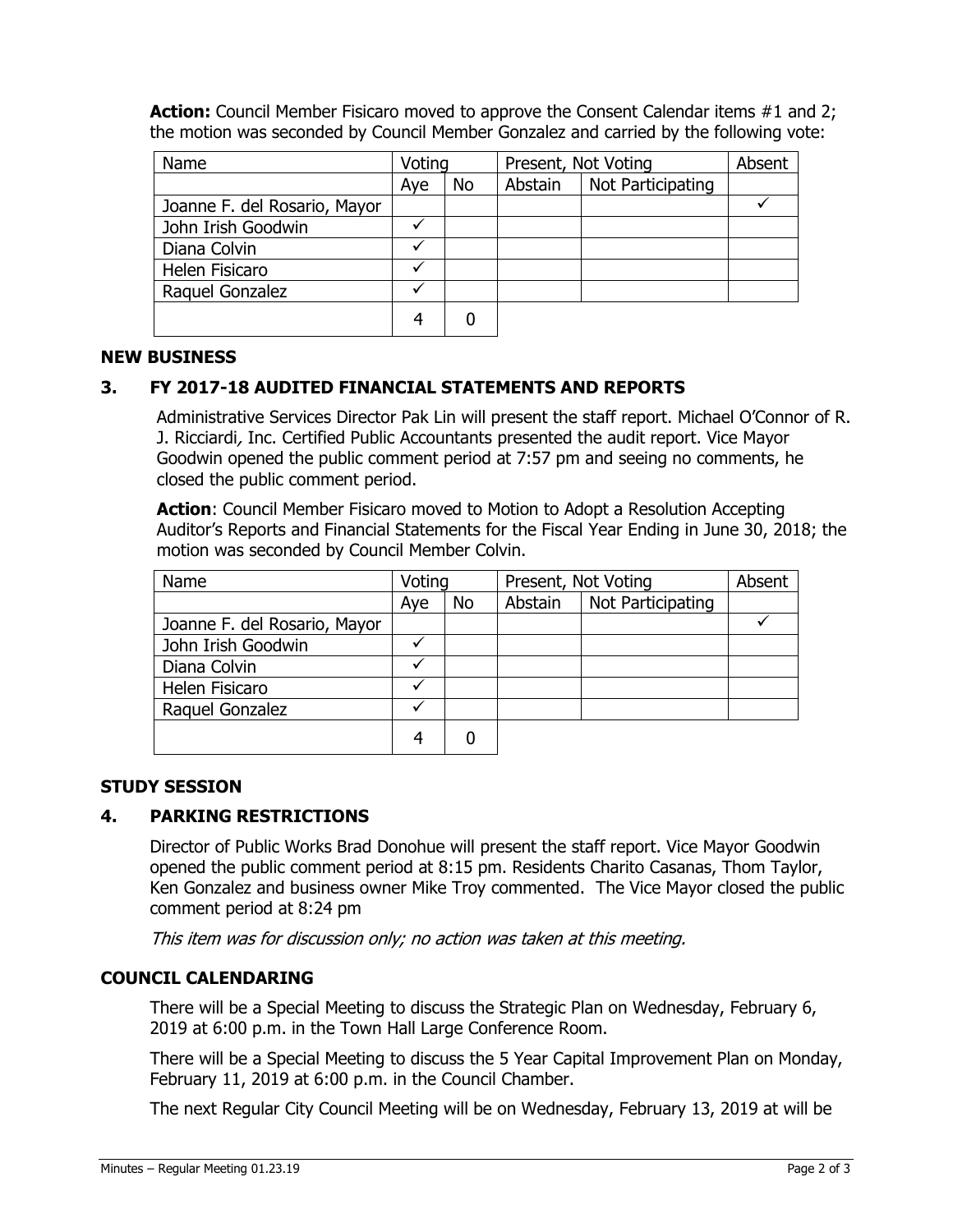**Action:** Council Member Fisicaro moved to approve the Consent Calendar items #1 and 2; the motion was seconded by Council Member Gonzalez and carried by the following vote:

| Name | Voting | | Present, Not Voting | | Absent |
|---|---|---|---|---|---|
| | Aye | No | Abstain | Not Participating | |
| Joanne F. del Rosario, Mayor | | | | | ✓ |
| John Irish Goodwin | ✓ | | | | |
| Diana Colvin | ✓ | | | | |
| Helen Fisicaro | ✓ | | | | |
| Raquel Gonzalez | ✓ | | | | |
| | 4 | 0 | | | |

## NEW BUSINESS

### 3. FY 2017-18 AUDITED FINANCIAL STATEMENTS AND REPORTS

Administrative Services Director Pak Lin will present the staff report. Michael O'Connor of R. J. Ricciardi, Inc. Certified Public Accountants presented the audit report. Vice Mayor Goodwin opened the public comment period at 7:57 pm and seeing no comments, he closed the public comment period.

**Action**: Council Member Fisicaro moved to Motion to Adopt a Resolution Accepting Auditor's Reports and Financial Statements for the Fiscal Year Ending in June 30, 2018; the motion was seconded by Council Member Colvin.

| Name | Voting | | Present, Not Voting | | Absent |
|---|---|---|---|---|---|
| | Aye | No | Abstain | Not Participating | |
| Joanne F. del Rosario, Mayor | | | | | ✓ |
| John Irish Goodwin | ✓ | | | | |
| Diana Colvin | ✓ | | | | |
| Helen Fisicaro | ✓ | | | | |
| Raquel Gonzalez | ✓ | | | | |
| | 4 | 0 | | | |

## STUDY SESSION

### 4. PARKING RESTRICTIONS

Director of Public Works Brad Donohue will present the staff report. Vice Mayor Goodwin opened the public comment period at 8:15 pm. Residents Charito Casanas, Thom Taylor, Ken Gonzalez and business owner Mike Troy commented. The Vice Mayor closed the public comment period at 8:24 pm

*This item was for discussion only; no action was taken at this meeting.*

## COUNCIL CALENDARING

There will be a Special Meeting to discuss the Strategic Plan on Wednesday, February 6, 2019 at 6:00 p.m. in the Town Hall Large Conference Room.

There will be a Special Meeting to discuss the 5 Year Capital Improvement Plan on Monday, February 11, 2019 at 6:00 p.m. in the Council Chamber.

The next Regular City Council Meeting will be on Wednesday, February 13, 2019 at will be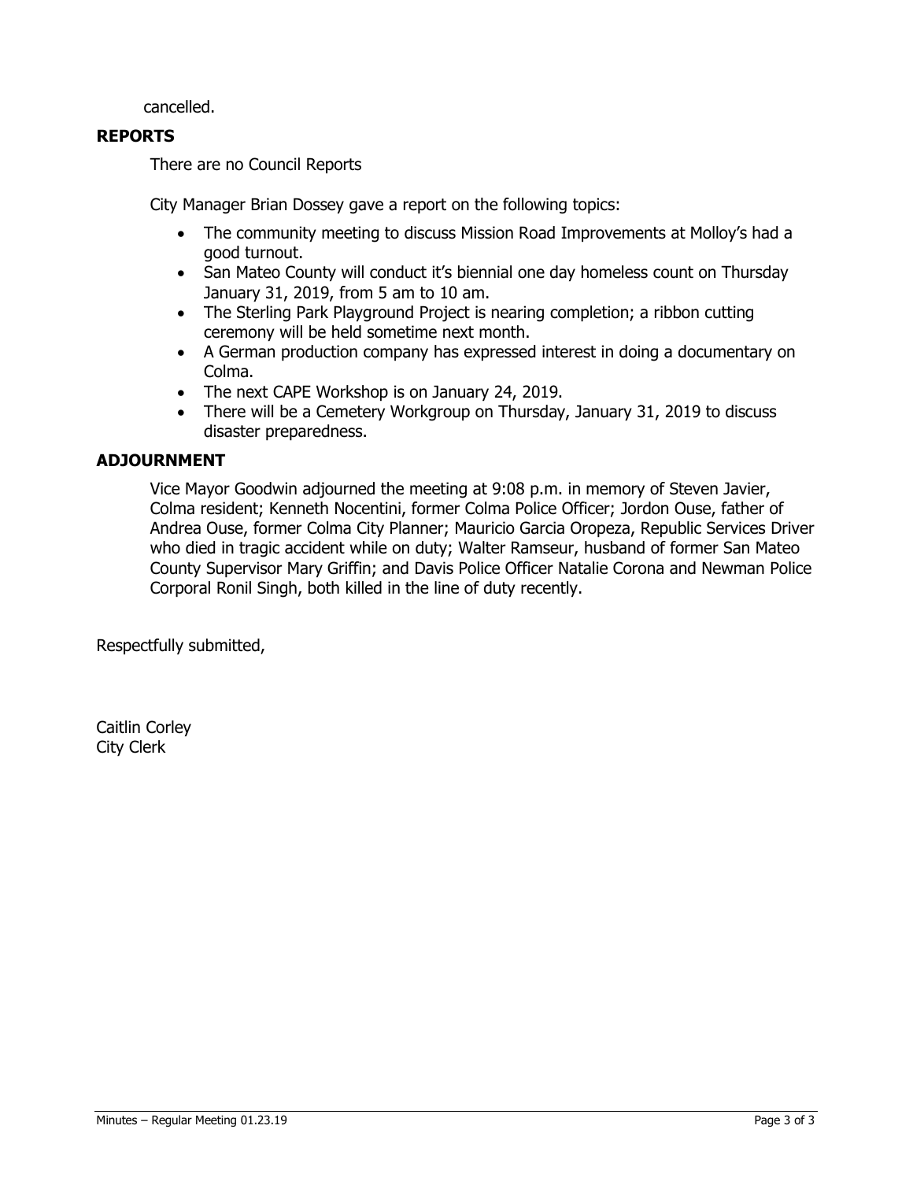cancelled.

## REPORTS

There are no Council Reports

City Manager Brian Dossey gave a report on the following topics:

- The community meeting to discuss Mission Road Improvements at Molloy's had a good turnout.
- San Mateo County will conduct it's biennial one day homeless count on Thursday January 31, 2019, from 5 am to 10 am.
- The Sterling Park Playground Project is nearing completion; a ribbon cutting ceremony will be held sometime next month.
- A German production company has expressed interest in doing a documentary on Colma.
- The next CAPE Workshop is on January 24, 2019.
- There will be a Cemetery Workgroup on Thursday, January 31, 2019 to discuss disaster preparedness.

## ADJOURNMENT

Vice Mayor Goodwin adjourned the meeting at 9:08 p.m. in memory of Steven Javier, Colma resident; Kenneth Nocentini, former Colma Police Officer; Jordon Ouse, father of Andrea Ouse, former Colma City Planner; Mauricio Garcia Oropeza, Republic Services Driver who died in tragic accident while on duty; Walter Ramseur, husband of former San Mateo County Supervisor Mary Griffin; and Davis Police Officer Natalie Corona and Newman Police Corporal Ronil Singh, both killed in the line of duty recently.

Respectfully submitted,

Caitlin Corley
City Clerk